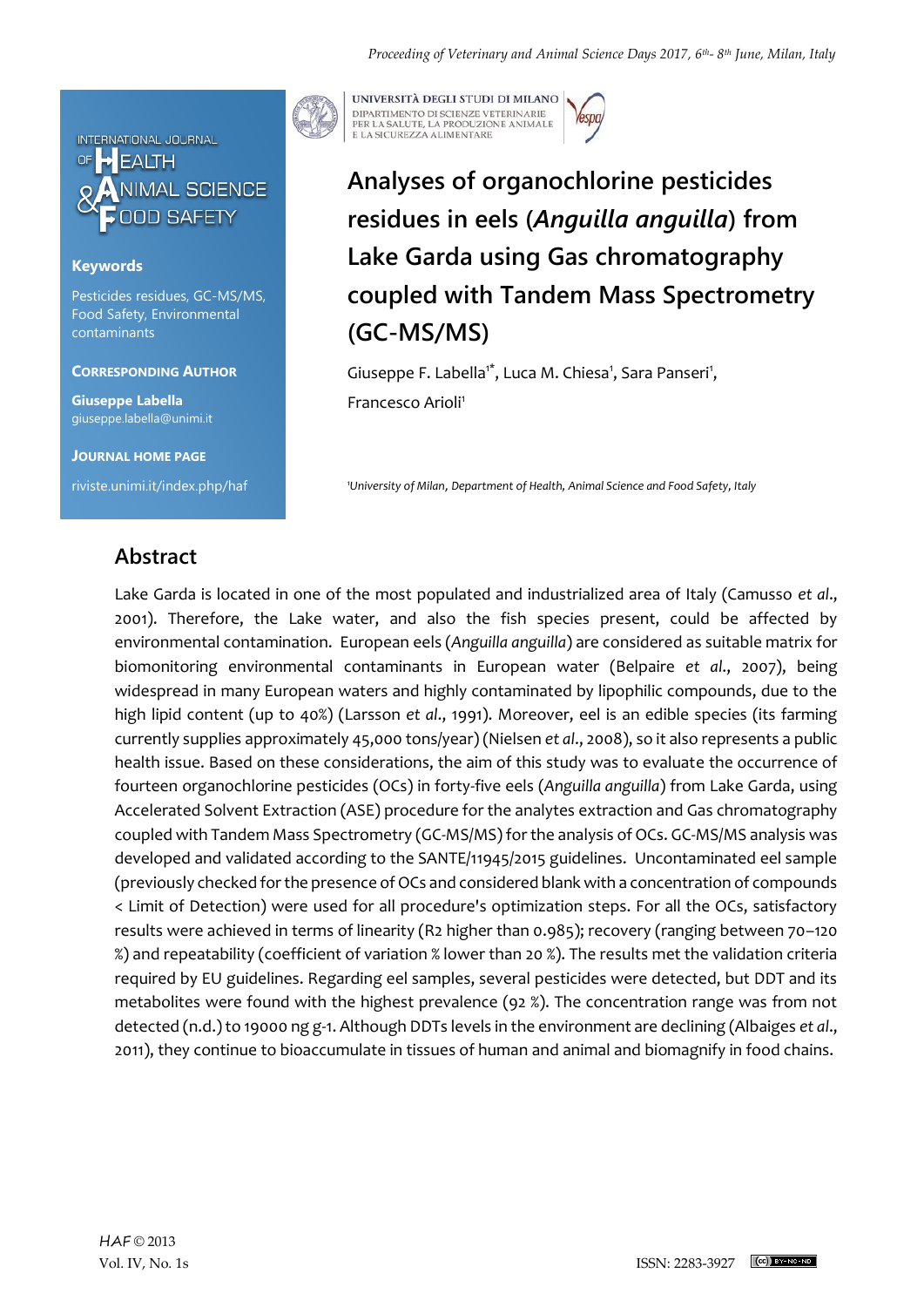# Analyses of organochlorine pesticides residues in eels (*Anguilla anguilla*) from Lake Garda using Gas chromatography coupled with Tandem Mass Spectrometry (GC-MS/MS)

Giuseppe F. Labella[1*], Luca M. Chiesa[1], Sara Panseri[1], Francesco Arioli[1]

[1]University of Milan, Department of Health, Animal Science and Food Safety, Italy

**Keywords**

Pesticides residues, GC-MS/MS, Food Safety, Environmental contaminants

**CORRESPONDING AUTHOR**

**Giuseppe Labella**
giuseppe.labella@unimi.it

**JOURNAL HOME PAGE**

riviste.unimi.it/index.php/haf

## Abstract

Lake Garda is located in one of the most populated and industrialized area of Italy (Camusso *et al.*, 2001). Therefore, the Lake water, and also the fish species present, could be affected by environmental contamination. European eels (*Anguilla anguilla*) are considered as suitable matrix for biomonitoring environmental contaminants in European water (Belpaire *et al.*, 2007), being widespread in many European waters and highly contaminated by lipophilic compounds, due to the high lipid content (up to 40%) (Larsson *et al.*, 1991). Moreover, eel is an edible species (its farming currently supplies approximately 45,000 tons/year) (Nielsen *et al.*, 2008), so it also represents a public health issue. Based on these considerations, the aim of this study was to evaluate the occurrence of fourteen organochlorine pesticides (OCs) in forty-five eels (*Anguilla anguilla*) from Lake Garda, using Accelerated Solvent Extraction (ASE) procedure for the analytes extraction and Gas chromatography coupled with Tandem Mass Spectrometry (GC-MS/MS) for the analysis of OCs. GC-MS/MS analysis was developed and validated according to the SANTE/11945/2015 guidelines. Uncontaminated eel sample (previously checked for the presence of OCs and considered blank with a concentration of compounds < Limit of Detection) were used for all procedure's optimization steps. For all the OCs, satisfactory results were achieved in terms of linearity ($R^2$ higher than 0.985); recovery (ranging between 70–120 %) and repeatability (coefficient of variation % lower than 20 %). The results met the validation criteria required by EU guidelines. Regarding eel samples, several pesticides were detected, but DDT and its metabolites were found with the highest prevalence (92 %). The concentration range was from not detected (n.d.) to 19000 ng $g^{-1}$. Although DDTs levels in the environment are declining (Albaiges *et al.*, 2011), they continue to bioaccumulate in tissues of human and animal and biomagnify in food chains.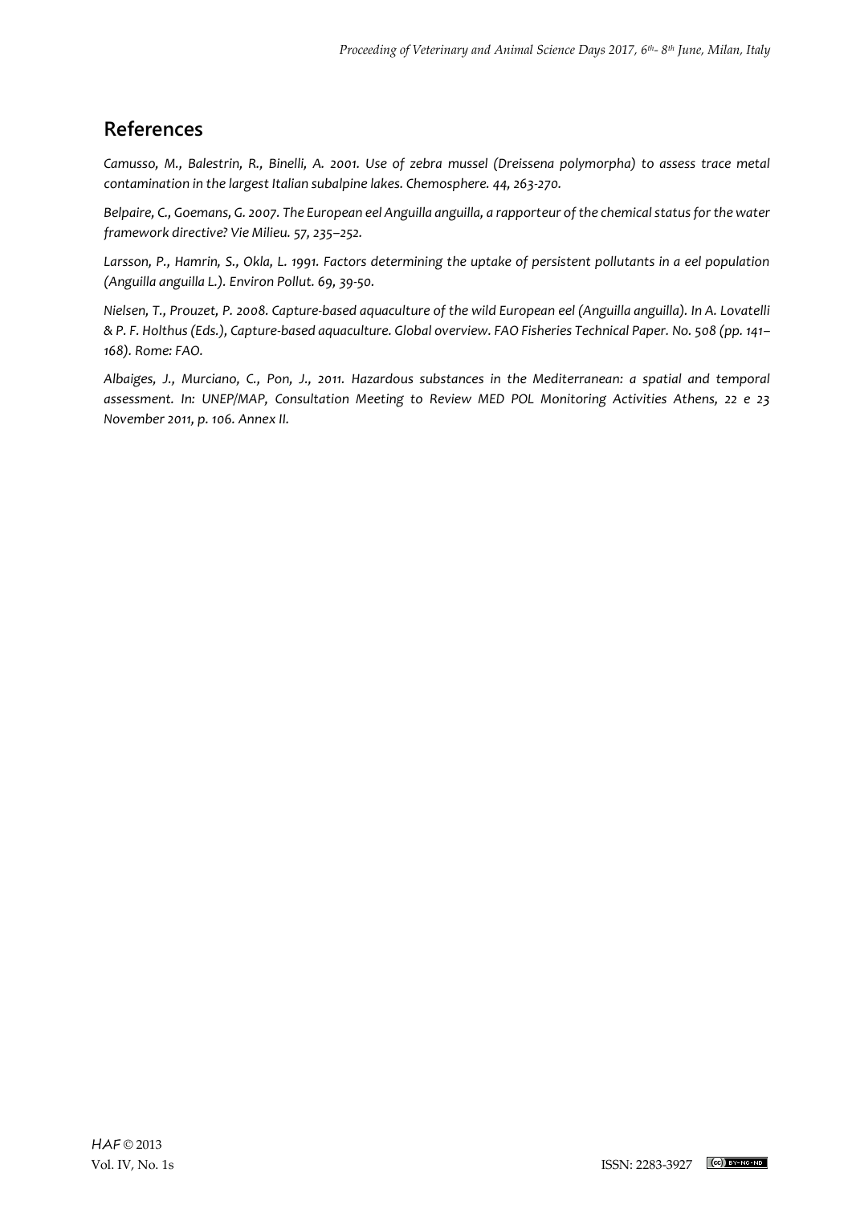## References

*Camusso, M., Balestrin, R., Binelli, A. 2001. Use of zebra mussel (Dreissena polymorpha) to assess trace metal contamination in the largest Italian subalpine lakes. Chemosphere. 44, 263-270.*

*Belpaire, C., Goemans, G. 2007. The European eel Anguilla anguilla, a rapporteur of the chemical status for the water framework directive? Vie Milieu. 57, 235–252.*

*Larsson, P., Hamrin, S., Okla, L. 1991. Factors determining the uptake of persistent pollutants in a eel population (Anguilla anguilla L.). Environ Pollut. 69, 39-50.*

*Nielsen, T., Prouzet, P. 2008. Capture-based aquaculture of the wild European eel (Anguilla anguilla). In A. Lovatelli & P. F. Holthus (Eds.), Capture-based aquaculture. Global overview. FAO Fisheries Technical Paper. No. 508 (pp. 141–168). Rome: FAO.*

*Albaiges, J., Murciano, C., Pon, J., 2011. Hazardous substances in the Mediterranean: a spatial and temporal assessment. In: UNEP/MAP, Consultation Meeting to Review MED POL Monitoring Activities Athens, 22 e 23 November 2011, p. 106. Annex II.*